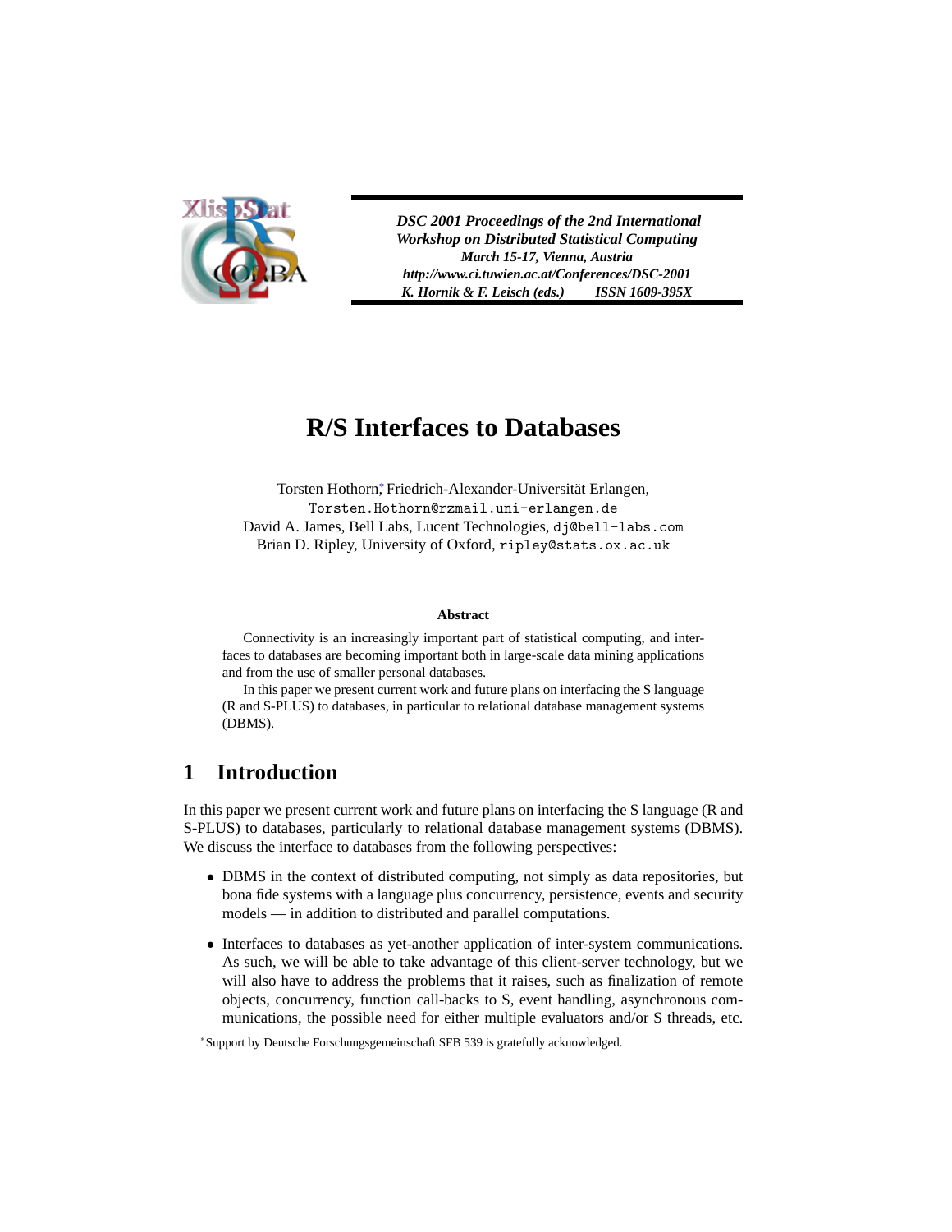*DSC 2001 Proceedings of the 2nd International Workshop on Distributed Statistical Computing*
*March 15-17, Vienna, Austria*
*http://www.ci.tuwien.ac.at/Conferences/DSC-2001*
*K. Hornik & F. Leisch (eds.) ISSN 1609-395X*

# R/S Interfaces to Databases

Torsten Hothorn[*] Friedrich-Alexander-Universität Erlangen,
`Torsten.Hothorn@rzmail.uni-erlangen.de`
David A. James, Bell Labs, Lucent Technologies, `dj@bell-labs.com`
Brian D. Ripley, University of Oxford, `ripley@stats.ox.ac.uk`

**Abstract**

Connectivity is an increasingly important part of statistical computing, and interfaces to databases are becoming important both in large-scale data mining applications and from the use of smaller personal databases.

In this paper we present current work and future plans on interfacing the S language (R and S-PLUS) to databases, in particular to relational database management systems (DBMS).

## 1 Introduction

In this paper we present current work and future plans on interfacing the S language (R and S-PLUS) to databases, particularly to relational database management systems (DBMS). We discuss the interface to databases from the following perspectives:

- DBMS in the context of distributed computing, not simply as data repositories, but bona fide systems with a language plus concurrency, persistence, events and security models — in addition to distributed and parallel computations.
- Interfaces to databases as yet-another application of inter-system communications. As such, we will be able to take advantage of this client-server technology, but we will also have to address the problems that it raises, such as finalization of remote objects, concurrency, function call-backs to S, event handling, asynchronous communications, the possible need for either multiple evaluators and/or S threads, etc.

[*] Support by Deutsche Forschungsgemeinschaft SFB 539 is gratefully acknowledged.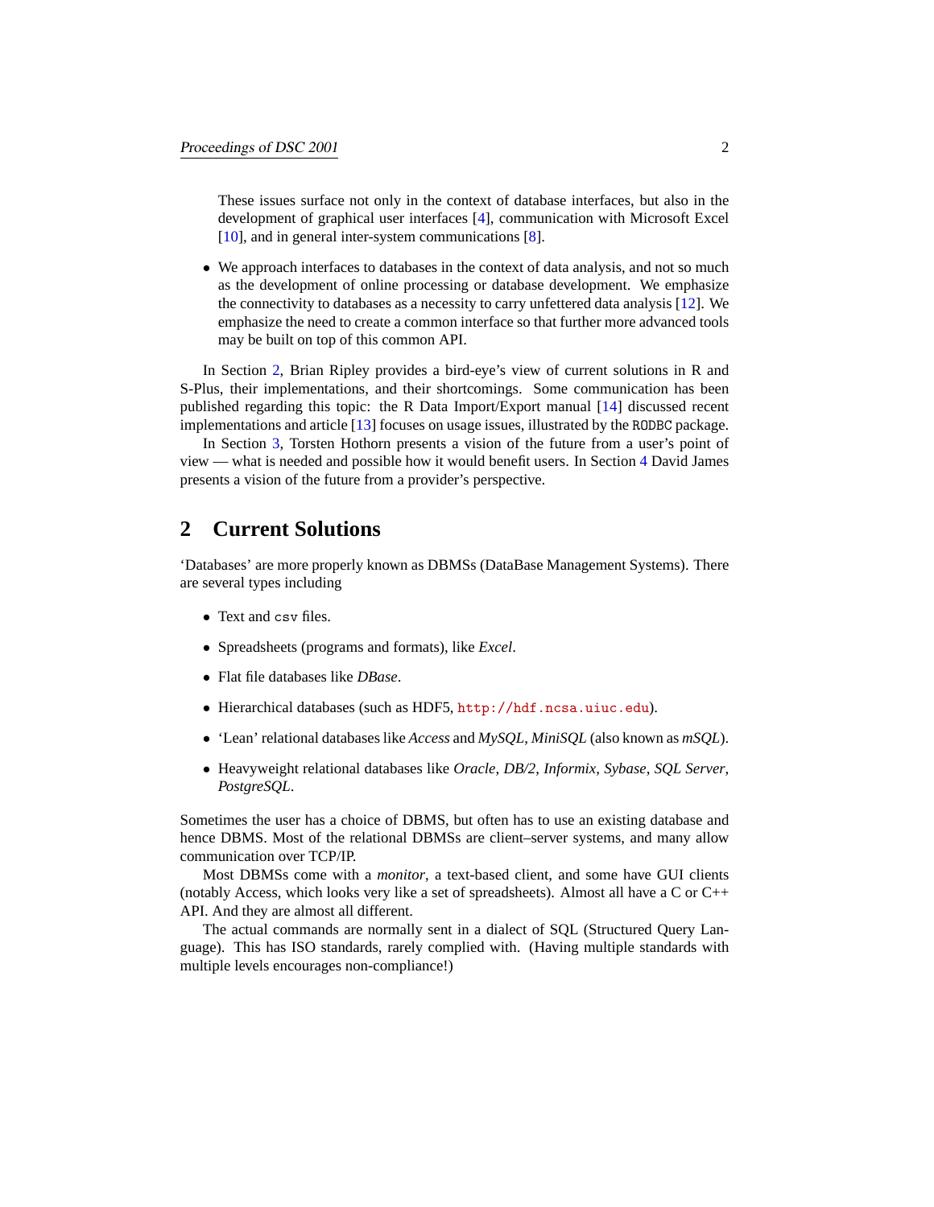These issues surface not only in the context of database interfaces, but also in the development of graphical user interfaces [4], communication with Microsoft Excel [10], and in general inter-system communications [8].

- We approach interfaces to databases in the context of data analysis, and not so much as the development of online processing or database development. We emphasize the connectivity to databases as a necessity to carry unfettered data analysis [12]. We emphasize the need to create a common interface so that further more advanced tools may be built on top of this common API.

In Section 2, Brian Ripley provides a bird-eye's view of current solutions in R and S-Plus, their implementations, and their shortcomings. Some communication has been published regarding this topic: the R Data Import/Export manual [14] discussed recent implementations and article [13] focuses on usage issues, illustrated by the `RODBC` package.

In Section 3, Torsten Hothorn presents a vision of the future from a user's point of view — what is needed and possible how it would benefit users. In Section 4 David James presents a vision of the future from a provider's perspective.

## 2 Current Solutions

'Databases' are more properly known as DBMSs (DataBase Management Systems). There are several types including

- Text and `csv` files.
- Spreadsheets (programs and formats), like *Excel*.
- Flat file databases like *DBase*.
- Hierarchical databases (such as HDF5, `http://hdf.ncsa.uiuc.edu`).
- 'Lean' relational databases like *Access* and *MySQL*, *MiniSQL* (also known as *mSQL*).
- Heavyweight relational databases like *Oracle*, *DB/2*, *Informix*, *Sybase*, *SQL Server*, *PostgreSQL*.

Sometimes the user has a choice of DBMS, but often has to use an existing database and hence DBMS. Most of the relational DBMSs are client–server systems, and many allow communication over TCP/IP.

Most DBMSs come with a *monitor*, a text-based client, and some have GUI clients (notably Access, which looks very like a set of spreadsheets). Almost all have a C or C++ API. And they are almost all different.

The actual commands are normally sent in a dialect of SQL (Structured Query Language). This has ISO standards, rarely complied with. (Having multiple standards with multiple levels encourages non-compliance!)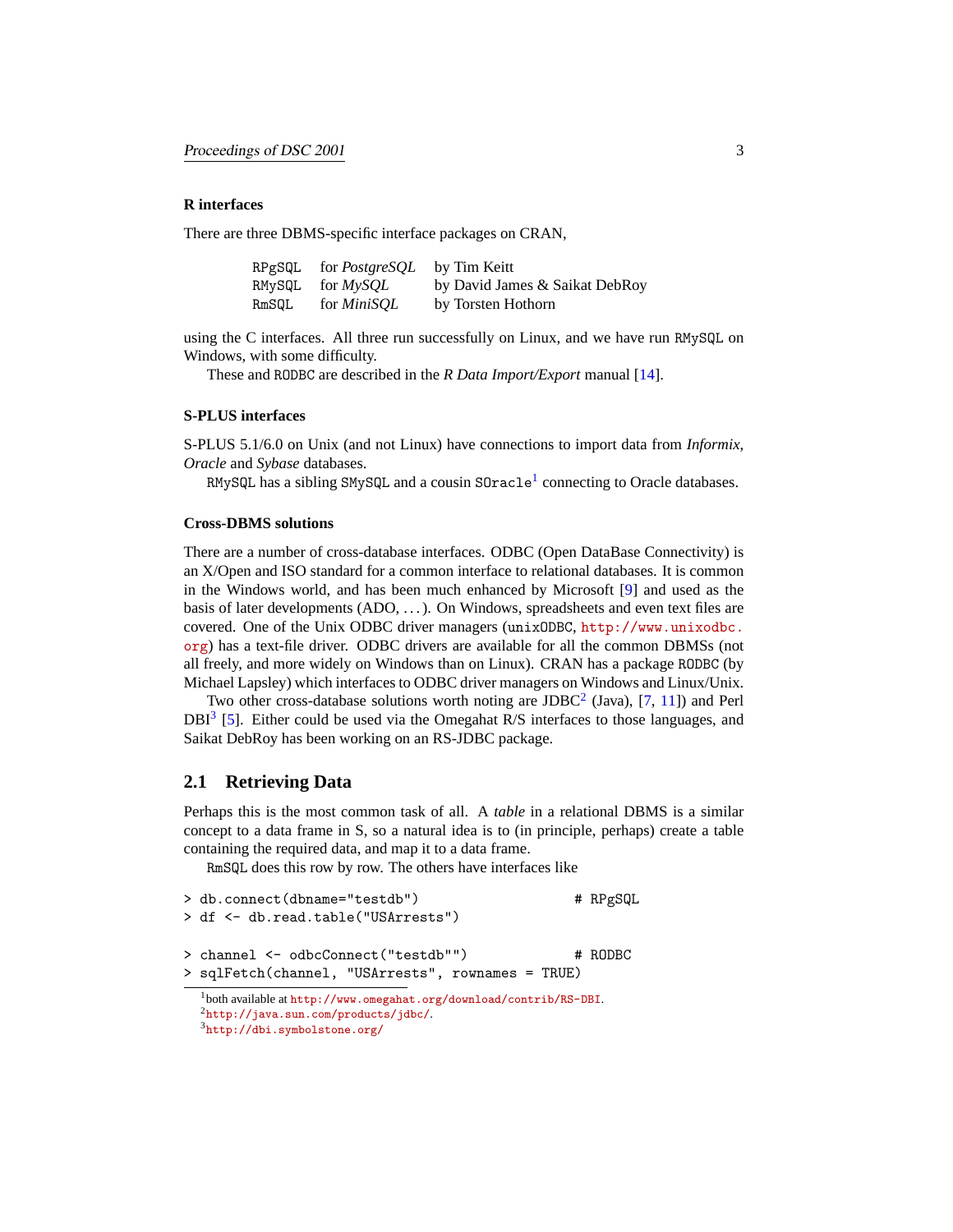#### R interfaces

There are three DBMS-specific interface packages on CRAN,

| | | |
|---|---|---|
| `RPgSQL` | for *PostgreSQL* | by Tim Keitt |
| `RMySQL` | for *MySQL* | by David James & Saikat DebRoy |
| `RmSQL` | for *MiniSQL* | by Torsten Hothorn |

using the C interfaces. All three run successfully on Linux, and we have run `RMySQL` on Windows, with some difficulty.

These and `RODBC` are described in the *R Data Import/Export* manual [14].

#### S-PLUS interfaces

S-PLUS 5.1/6.0 on Unix (and not Linux) have connections to import data from *Informix*, *Oracle* and *Sybase* databases.

`RMySQL` has a sibling `SMySQL` and a cousin `SOracle`[1] connecting to Oracle databases.

#### Cross-DBMS solutions

There are a number of cross-database interfaces. ODBC (Open DataBase Connectivity) is an X/Open and ISO standard for a common interface to relational databases. It is common in the Windows world, and has been much enhanced by Microsoft [9] and used as the basis of later developments (ADO, ...). On Windows, spreadsheets and even text files are covered. One of the Unix ODBC driver managers (`unixODBC`, `http://www.unixodbc.org`) has a text-file driver. ODBC drivers are available for all the common DBMSs (not all freely, and more widely on Windows than on Linux). CRAN has a package `RODBC` (by Michael Lapsley) which interfaces to ODBC driver managers on Windows and Linux/Unix.

Two other cross-database solutions worth noting are JDBC[2] (Java), [7, 11]) and Perl DBI[3] [5]. Either could be used via the Omegahat R/S interfaces to those languages, and Saikat DebRoy has been working on an RS-JDBC package.

## 2.1 Retrieving Data

Perhaps this is the most common task of all. A *table* in a relational DBMS is a similar concept to a data frame in S, so a natural idea is to (in principle, perhaps) create a table containing the required data, and map it to a data frame.

`RmSQL` does this row by row. The others have interfaces like

```
> db.connect(dbname="testdb")                  # RPgSQL
> df <- db.read.table("USArrests")

> channel <- odbcConnect("testdb"")            # RODBC
> sqlFetch(channel, "USArrests", rownames = TRUE)
```

[1] both available at `http://www.omegahat.org/download/contrib/RS-DBI`.
[2] `http://java.sun.com/products/jdbc/`.
[3] `http://dbi.symbolstone.org/`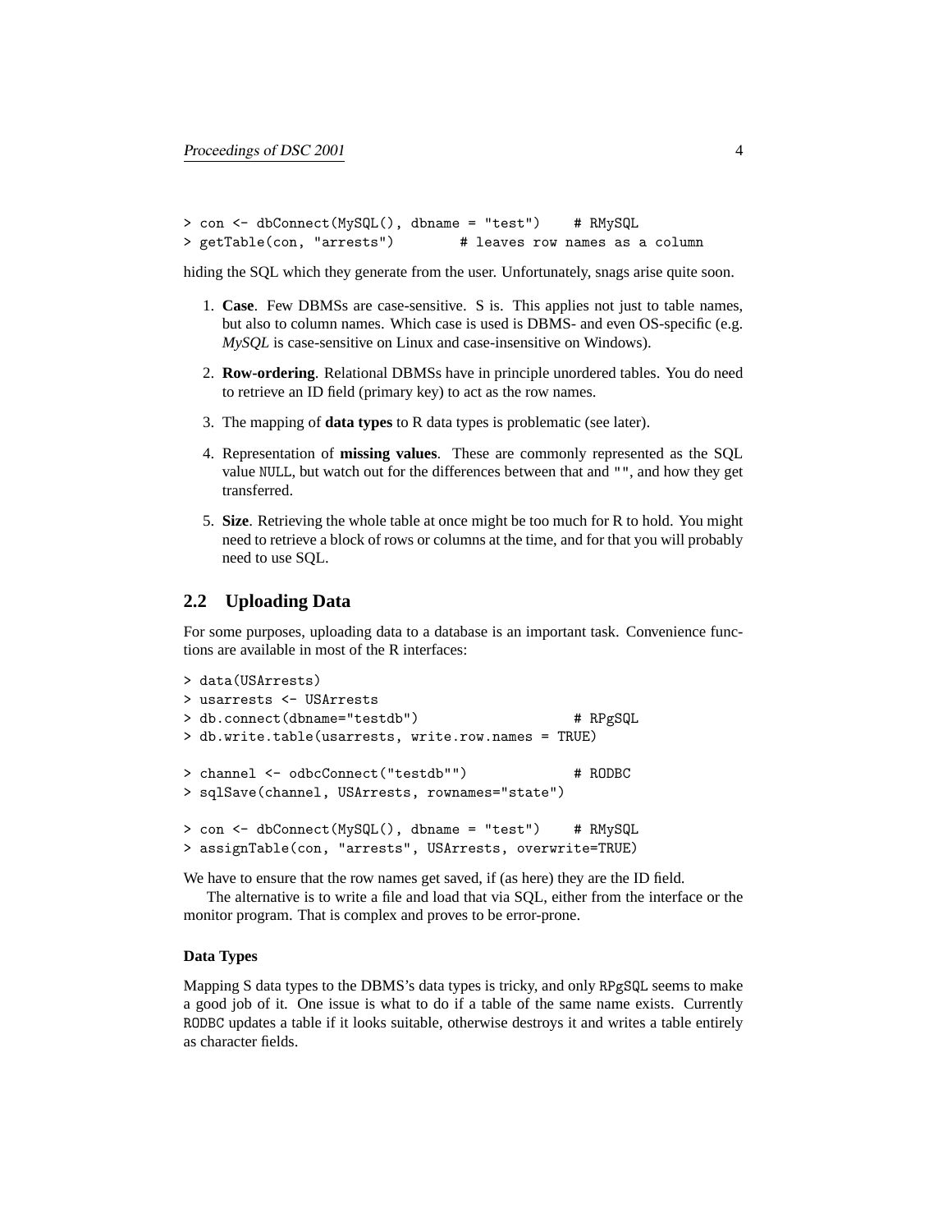```
> con <- dbConnect(MySQL(), dbname = "test")    # RMySQL
> getTable(con, "arrests")        # leaves row names as a column
```

hiding the SQL which they generate from the user. Unfortunately, snags arise quite soon.

1. **Case**. Few DBMSs are case-sensitive. S is. This applies not just to table names, but also to column names. Which case is used is DBMS- and even OS-specific (e.g. *MySQL* is case-sensitive on Linux and case-insensitive on Windows).

2. **Row-ordering**. Relational DBMSs have in principle unordered tables. You do need to retrieve an ID field (primary key) to act as the row names.

3. The mapping of **data types** to R data types is problematic (see later).

4. Representation of **missing values**. These are commonly represented as the SQL value `NULL`, but watch out for the differences between that and `""`, and how they get transferred.

5. **Size**. Retrieving the whole table at once might be too much for R to hold. You might need to retrieve a block of rows or columns at the time, and for that you will probably need to use SQL.

## 2.2 Uploading Data

For some purposes, uploading data to a database is an important task. Convenience functions are available in most of the R interfaces:

```
> data(USArrests)
> usarrests <- USArrests
> db.connect(dbname="testdb")                    # RPgSQL
> db.write.table(usarrests, write.row.names = TRUE)

> channel <- odbcConnect("testdb"")              # RODBC
> sqlSave(channel, USArrests, rownames="state")

> con <- dbConnect(MySQL(), dbname = "test")    # RMySQL
> assignTable(con, "arrests", USArrests, overwrite=TRUE)
```

We have to ensure that the row names get saved, if (as here) they are the ID field.

The alternative is to write a file and load that via SQL, either from the interface or the monitor program. That is complex and proves to be error-prone.

#### Data Types

Mapping S data types to the DBMS's data types is tricky, and only `RPgSQL` seems to make a good job of it. One issue is what to do if a table of the same name exists. Currently `RODBC` updates a table if it looks suitable, otherwise destroys it and writes a table entirely as character fields.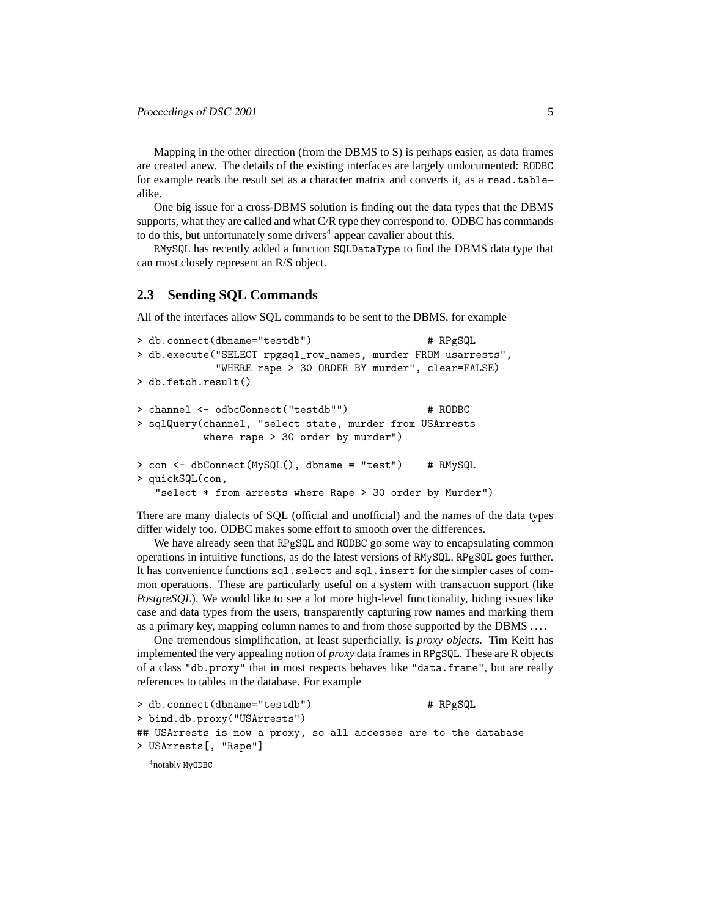Mapping in the other direction (from the DBMS to S) is perhaps easier, as data frames are created anew. The details of the existing interfaces are largely undocumented: RODBC for example reads the result set as a character matrix and converts it, as a read.table–alike.

One big issue for a cross-DBMS solution is finding out the data types that the DBMS supports, what they are called and what C/R type they correspond to. ODBC has commands to do this, but unfortunately some drivers[4] appear cavalier about this.

RMySQL has recently added a function SQLDataType to find the DBMS data type that can most closely represent an R/S object.

## 2.3 Sending SQL Commands

All of the interfaces allow SQL commands to be sent to the DBMS, for example

```
> db.connect(dbname="testdb")                    # RPgSQL
> db.execute("SELECT rpgsql_row_names, murder FROM usarrests",
             "WHERE rape > 30 ORDER BY murder", clear=FALSE)
> db.fetch.result()

> channel <- odbcConnect("testdb"")             # RODBC
> sqlQuery(channel, "select state, murder from USArrests
           where rape > 30 order by murder")

> con <- dbConnect(MySQL(), dbname = "test")    # RMySQL
> quickSQL(con,
   "select * from arrests where Rape > 30 order by Murder")
```

There are many dialects of SQL (official and unofficial) and the names of the data types differ widely too. ODBC makes some effort to smooth over the differences.

We have already seen that RPgSQL and RODBC go some way to encapsulating common operations in intuitive functions, as do the latest versions of RMySQL. RPgSQL goes further. It has convenience functions sql.select and sql.insert for the simpler cases of common operations. These are particularly useful on a system with transaction support (like *PostgreSQL*). We would like to see a lot more high-level functionality, hiding issues like case and data types from the users, transparently capturing row names and marking them as a primary key, mapping column names to and from those supported by the DBMS ....

One tremendous simplification, at least superficially, is *proxy objects*. Tim Keitt has implemented the very appealing notion of *proxy* data frames in RPgSQL. These are R objects of a class "db.proxy" that in most respects behaves like "data.frame", but are really references to tables in the database. For example

```
> db.connect(dbname="testdb")                    # RPgSQL
> bind.db.proxy("USArrests")
## USArrests is now a proxy, so all accesses are to the database
> USArrests[, "Rape"]
```

[4] notably MyODBC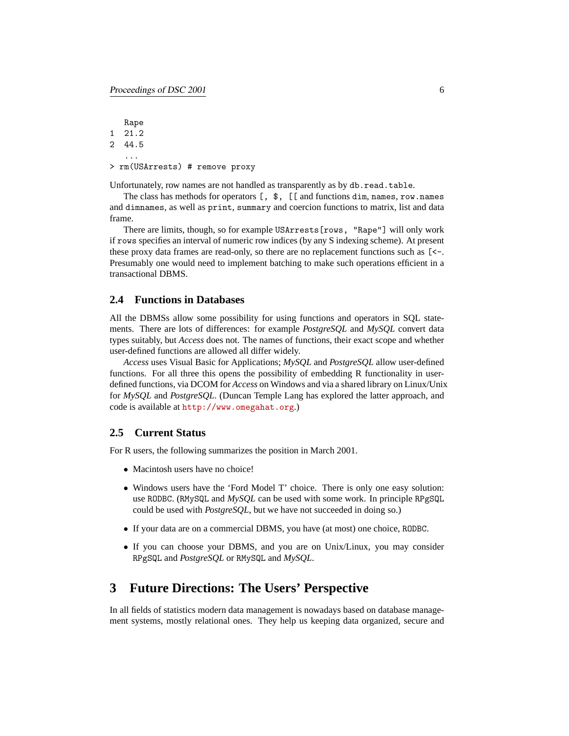```
   Rape
1  21.2
2  44.5
   ...
> rm(USArrests) # remove proxy
```

Unfortunately, row names are not handled as transparently as by `db.read.table`.

The class has methods for operators `[`, `$`, `[[` and functions `dim`, `names`, `row.names` and `dimnames`, as well as `print`, `summary` and coercion functions to matrix, list and data frame.

There are limits, though, so for example `USArrests[rows, "Rape"]` will only work if `rows` specifies an interval of numeric row indices (by any S indexing scheme). At present these proxy data frames are read-only, so there are no replacement functions such as `[<-`. Presumably one would need to implement batching to make such operations efficient in a transactional DBMS.

### 2.4 Functions in Databases

All the DBMSs allow some possibility for using functions and operators in SQL statements. There are lots of differences: for example *PostgreSQL* and *MySQL* convert data types suitably, but *Access* does not. The names of functions, their exact scope and whether user-defined functions are allowed all differ widely.

*Access* uses Visual Basic for Applications; *MySQL* and *PostgreSQL* allow user-defined functions. For all three this opens the possibility of embedding R functionality in user-defined functions, via DCOM for *Access* on Windows and via a shared library on Linux/Unix for *MySQL* and *PostgreSQL*. (Duncan Temple Lang has explored the latter approach, and code is available at http://www.omegahat.org.)

### 2.5 Current Status

For R users, the following summarizes the position in March 2001.

- Macintosh users have no choice!
- Windows users have the 'Ford Model T' choice. There is only one easy solution: use `RODBC`. (`RMySQL` and *MySQL* can be used with some work. In principle `RPgSQL` could be used with *PostgreSQL*, but we have not succeeded in doing so.)
- If your data are on a commercial DBMS, you have (at most) one choice, `RODBC`.
- If you can choose your DBMS, and you are on Unix/Linux, you may consider `RPgSQL` and *PostgreSQL* or `RMySQL` and *MySQL*.

## 3 Future Directions: The Users' Perspective

In all fields of statistics modern data management is nowadays based on database management systems, mostly relational ones. They help us keeping data organized, secure and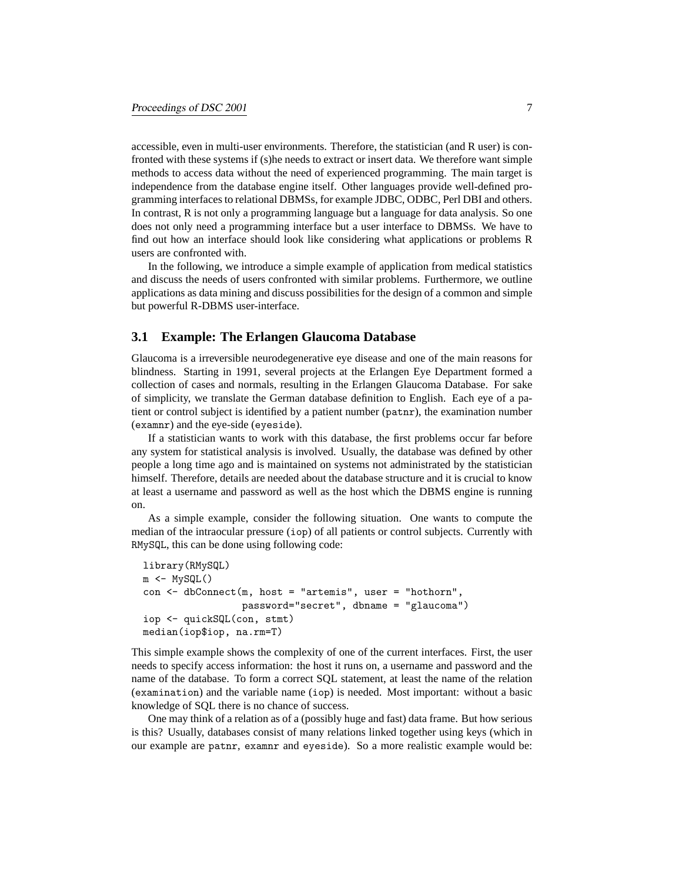accessible, even in multi-user environments. Therefore, the statistician (and R user) is confronted with these systems if (s)he needs to extract or insert data. We therefore want simple methods to access data without the need of experienced programming. The main target is independence from the database engine itself. Other languages provide well-defined programming interfaces to relational DBMSs, for example JDBC, ODBC, Perl DBI and others. In contrast, R is not only a programming language but a language for data analysis. So one does not only need a programming interface but a user interface to DBMSs. We have to find out how an interface should look like considering what applications or problems R users are confronted with.

In the following, we introduce a simple example of application from medical statistics and discuss the needs of users confronted with similar problems. Furthermore, we outline applications as data mining and discuss possibilities for the design of a common and simple but powerful R-DBMS user-interface.

### 3.1 Example: The Erlangen Glaucoma Database

Glaucoma is a irreversible neurodegenerative eye disease and one of the main reasons for blindness. Starting in 1991, several projects at the Erlangen Eye Department formed a collection of cases and normals, resulting in the Erlangen Glaucoma Database. For sake of simplicity, we translate the German database definition to English. Each eye of a patient or control subject is identified by a patient number (`patnr`), the examination number (`examnr`) and the eye-side (`eyeside`).

If a statistician wants to work with this database, the first problems occur far before any system for statistical analysis is involved. Usually, the database was defined by other people a long time ago and is maintained on systems not administrated by the statistician himself. Therefore, details are needed about the database structure and it is crucial to know at least a username and password as well as the host which the DBMS engine is running on.

As a simple example, consider the following situation. One wants to compute the median of the intraocular pressure (`iop`) of all patients or control subjects. Currently with `RMySQL`, this can be done using following code:

```
library(RMySQL)
m <- MySQL()
con <- dbConnect(m, host = "artemis", user = "hothorn",
                 password="secret", dbname = "glaucoma")
iop <- quickSQL(con, stmt)
median(iop$iop, na.rm=T)
```

This simple example shows the complexity of one of the current interfaces. First, the user needs to specify access information: the host it runs on, a username and password and the name of the database. To form a correct SQL statement, at least the name of the relation (`examination`) and the variable name (`iop`) is needed. Most important: without a basic knowledge of SQL there is no chance of success.

One may think of a relation as of a (possibly huge and fast) data frame. But how serious is this? Usually, databases consist of many relations linked together using keys (which in our example are `patnr`, `examnr` and `eyeside`). So a more realistic example would be: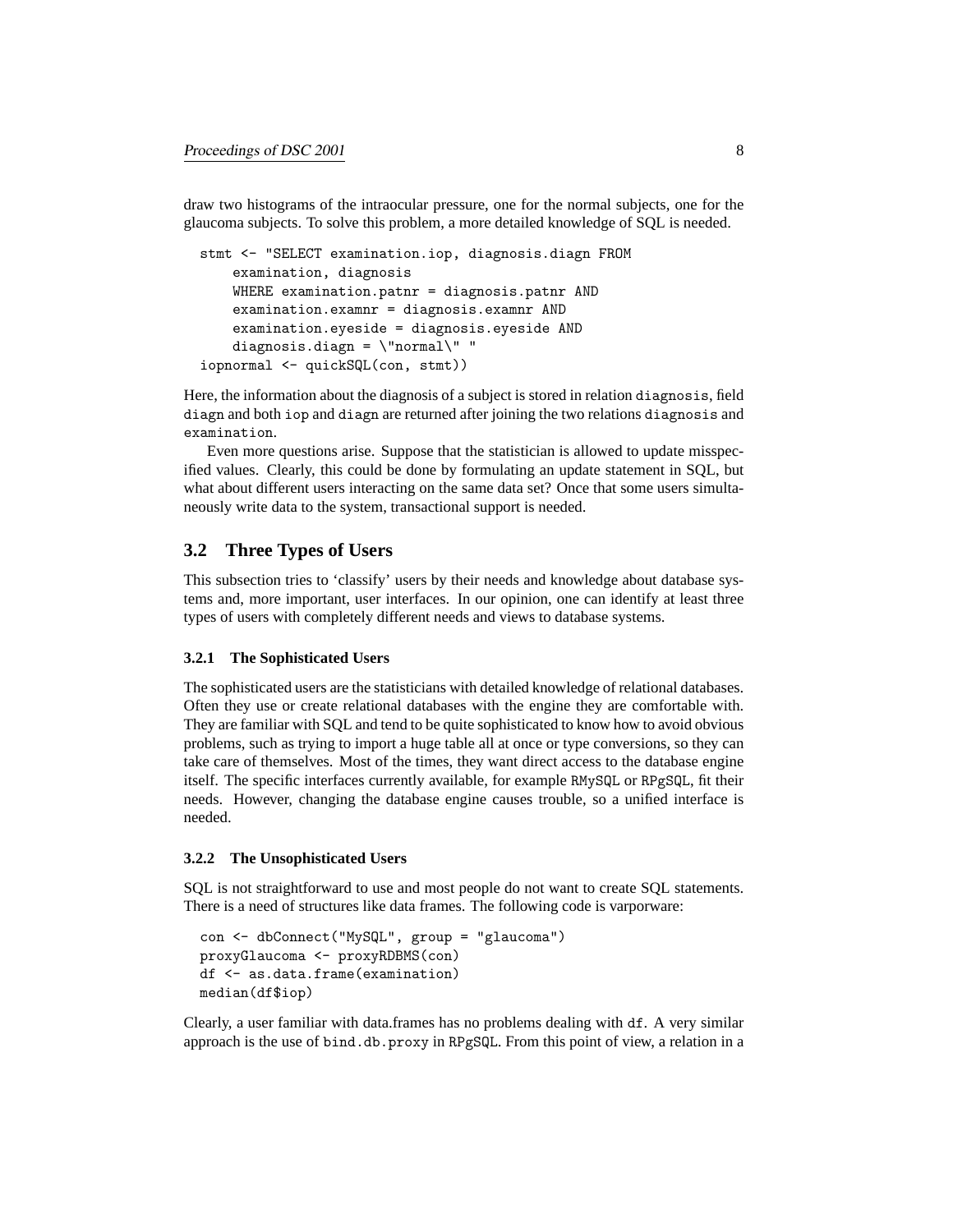draw two histograms of the intraocular pressure, one for the normal subjects, one for the glaucoma subjects. To solve this problem, a more detailed knowledge of SQL is needed.

```
stmt <- "SELECT examination.iop, diagnosis.diagn FROM
    examination, diagnosis
    WHERE examination.patnr = diagnosis.patnr AND
    examination.examnr = diagnosis.examnr AND
    examination.eyeside = diagnosis.eyeside AND
    diagnosis.diagn = \"normal\" "
iopnormal <- quickSQL(con, stmt))
```

Here, the information about the diagnosis of a subject is stored in relation `diagnosis`, field `diagn` and both `iop` and `diagn` are returned after joining the two relations `diagnosis` and `examination`.

Even more questions arise. Suppose that the statistician is allowed to update misspecified values. Clearly, this could be done by formulating an update statement in SQL, but what about different users interacting on the same data set? Once that some users simultaneously write data to the system, transactional support is needed.

## 3.2 Three Types of Users

This subsection tries to 'classify' users by their needs and knowledge about database systems and, more important, user interfaces. In our opinion, one can identify at least three types of users with completely different needs and views to database systems.

### 3.2.1 The Sophisticated Users

The sophisticated users are the statisticians with detailed knowledge of relational databases. Often they use or create relational databases with the engine they are comfortable with. They are familiar with SQL and tend to be quite sophisticated to know how to avoid obvious problems, such as trying to import a huge table all at once or type conversions, so they can take care of themselves. Most of the times, they want direct access to the database engine itself. The specific interfaces currently available, for example `RMySQL` or `RPgSQL`, fit their needs. However, changing the database engine causes trouble, so a unified interface is needed.

### 3.2.2 The Unsophisticated Users

SQL is not straightforward to use and most people do not want to create SQL statements. There is a need of structures like data frames. The following code is varporware:

```
con <- dbConnect("MySQL", group = "glaucoma")
proxyGlaucoma <- proxyRDBMS(con)
df <- as.data.frame(examination)
median(df$iop)
```

Clearly, a user familiar with data.frames has no problems dealing with `df`. A very similar approach is the use of `bind.db.proxy` in `RPgSQL`. From this point of view, a relation in a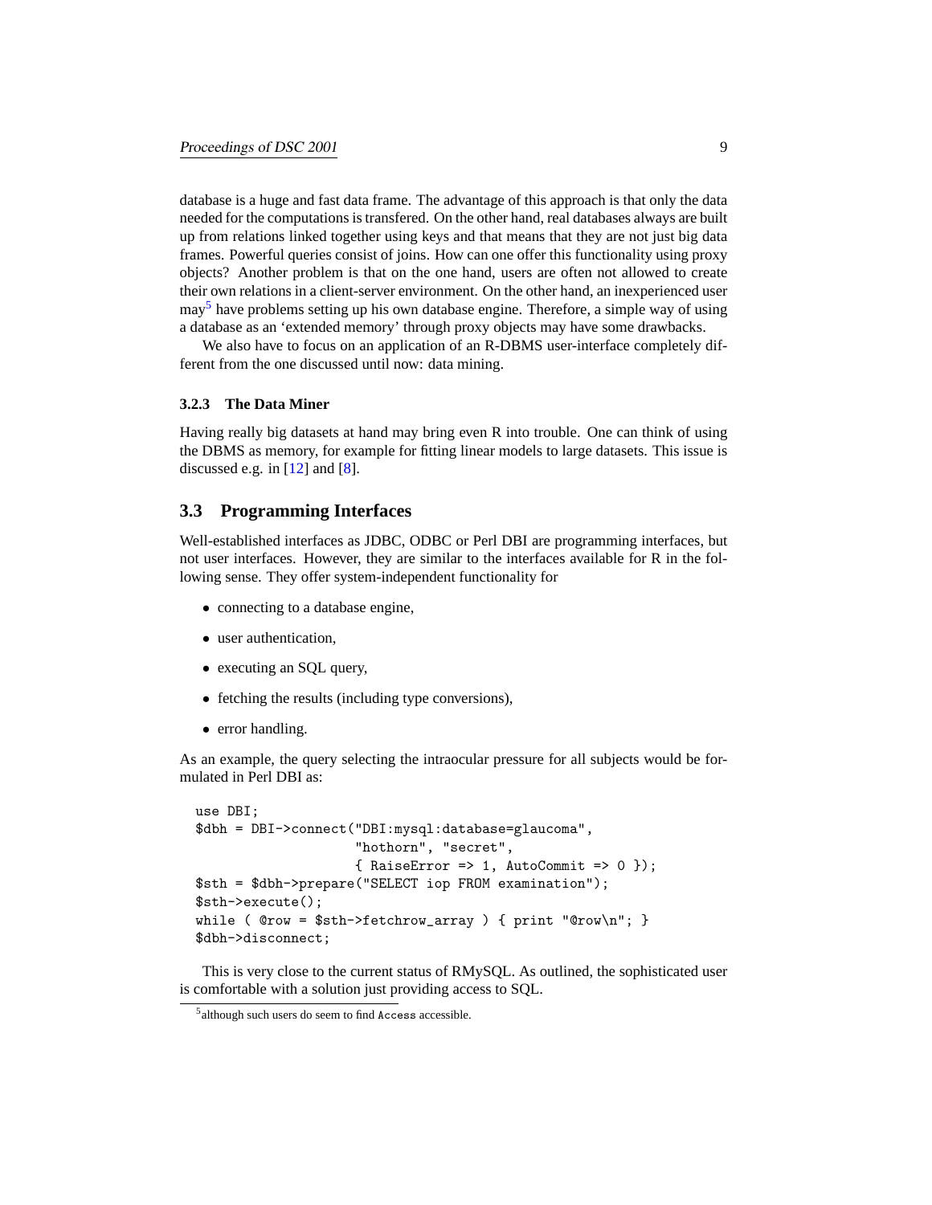database is a huge and fast data frame. The advantage of this approach is that only the data needed for the computations is transfered. On the other hand, real databases always are built up from relations linked together using keys and that means that they are not just big data frames. Powerful queries consist of joins. How can one offer this functionality using proxy objects? Another problem is that on the one hand, users are often not allowed to create their own relations in a client-server environment. On the other hand, an inexperienced user may[5] have problems setting up his own database engine. Therefore, a simple way of using a database as an 'extended memory' through proxy objects may have some drawbacks.

We also have to focus on an application of an R-DBMS user-interface completely different from the one discussed until now: data mining.

### 3.2.3 The Data Miner

Having really big datasets at hand may bring even R into trouble. One can think of using the DBMS as memory, for example for fitting linear models to large datasets. This issue is discussed e.g. in [12] and [8].

## 3.3 Programming Interfaces

Well-established interfaces as JDBC, ODBC or Perl DBI are programming interfaces, but not user interfaces. However, they are similar to the interfaces available for R in the following sense. They offer system-independent functionality for

- connecting to a database engine,
- user authentication,
- executing an SQL query,
- fetching the results (including type conversions),
- error handling.

As an example, the query selecting the intraocular pressure for all subjects would be formulated in Perl DBI as:

```
use DBI;
$dbh = DBI->connect("DBI:mysql:database=glaucoma",
                    "hothorn", "secret",
                    { RaiseError => 1, AutoCommit => 0 });
$sth = $dbh->prepare("SELECT iop FROM examination");
$sth->execute();
while ( @row = $sth->fetchrow_array ) { print "@row\n"; }
$dbh->disconnect;
```

This is very close to the current status of RMySQL. As outlined, the sophisticated user is comfortable with a solution just providing access to SQL.

[5] although such users do seem to find `Access` accessible.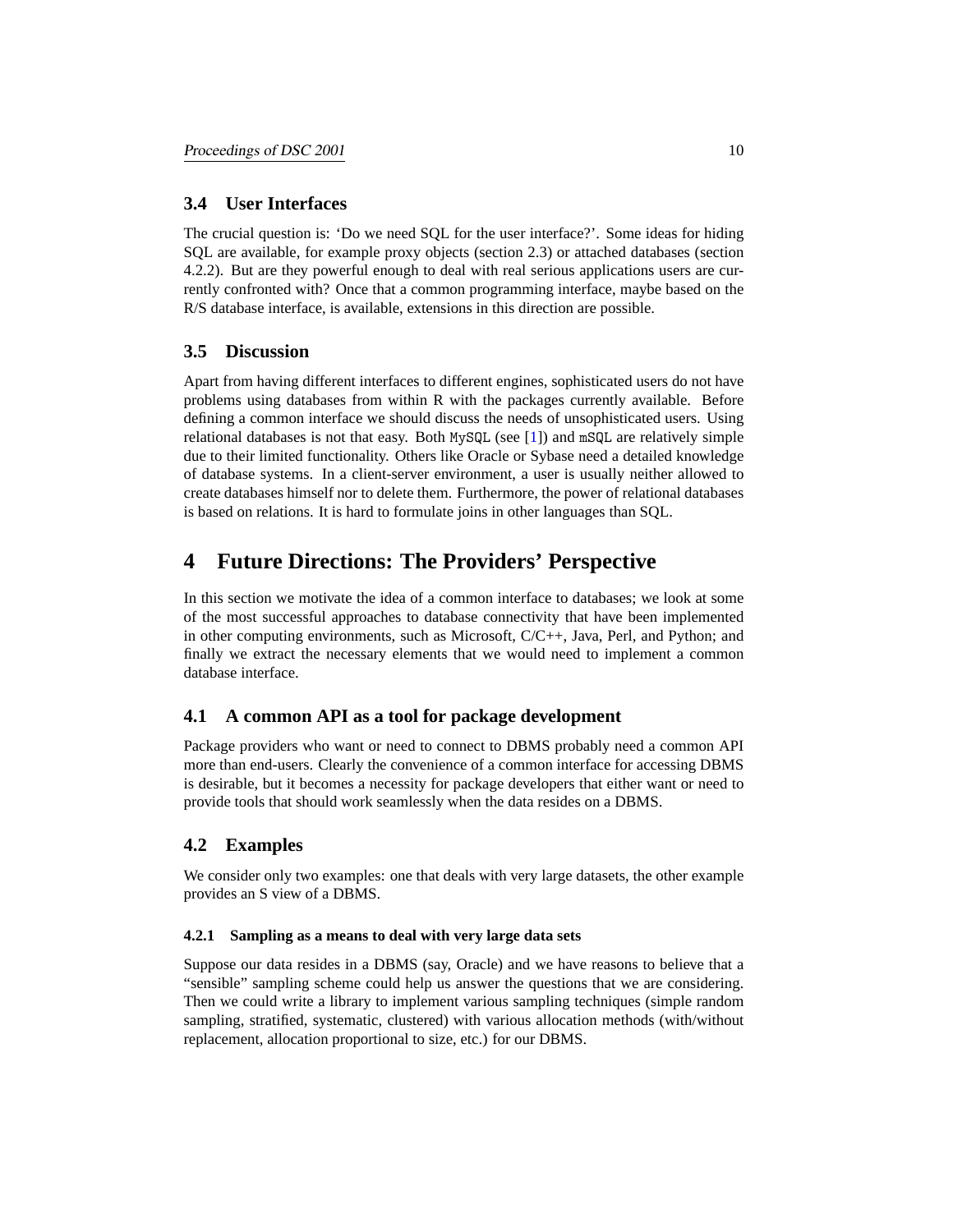### 3.4 User Interfaces

The crucial question is: 'Do we need SQL for the user interface?'. Some ideas for hiding SQL are available, for example proxy objects (section 2.3) or attached databases (section 4.2.2). But are they powerful enough to deal with real serious applications users are currently confronted with? Once that a common programming interface, maybe based on the R/S database interface, is available, extensions in this direction are possible.

### 3.5 Discussion

Apart from having different interfaces to different engines, sophisticated users do not have problems using databases from within R with the packages currently available. Before defining a common interface we should discuss the needs of unsophisticated users. Using relational databases is not that easy. Both `MySQL` (see [1]) and `mSQL` are relatively simple due to their limited functionality. Others like Oracle or Sybase need a detailed knowledge of database systems. In a client-server environment, a user is usually neither allowed to create databases himself nor to delete them. Furthermore, the power of relational databases is based on relations. It is hard to formulate joins in other languages than SQL.

## 4 Future Directions: The Providers' Perspective

In this section we motivate the idea of a common interface to databases; we look at some of the most successful approaches to database connectivity that have been implemented in other computing environments, such as Microsoft, C/C++, Java, Perl, and Python; and finally we extract the necessary elements that we would need to implement a common database interface.

### 4.1 A common API as a tool for package development

Package providers who want or need to connect to DBMS probably need a common API more than end-users. Clearly the convenience of a common interface for accessing DBMS is desirable, but it becomes a necessity for package developers that either want or need to provide tools that should work seamlessly when the data resides on a DBMS.

### 4.2 Examples

We consider only two examples: one that deals with very large datasets, the other example provides an S view of a DBMS.

#### 4.2.1 Sampling as a means to deal with very large data sets

Suppose our data resides in a DBMS (say, Oracle) and we have reasons to believe that a "sensible" sampling scheme could help us answer the questions that we are considering. Then we could write a library to implement various sampling techniques (simple random sampling, stratified, systematic, clustered) with various allocation methods (with/without replacement, allocation proportional to size, etc.) for our DBMS.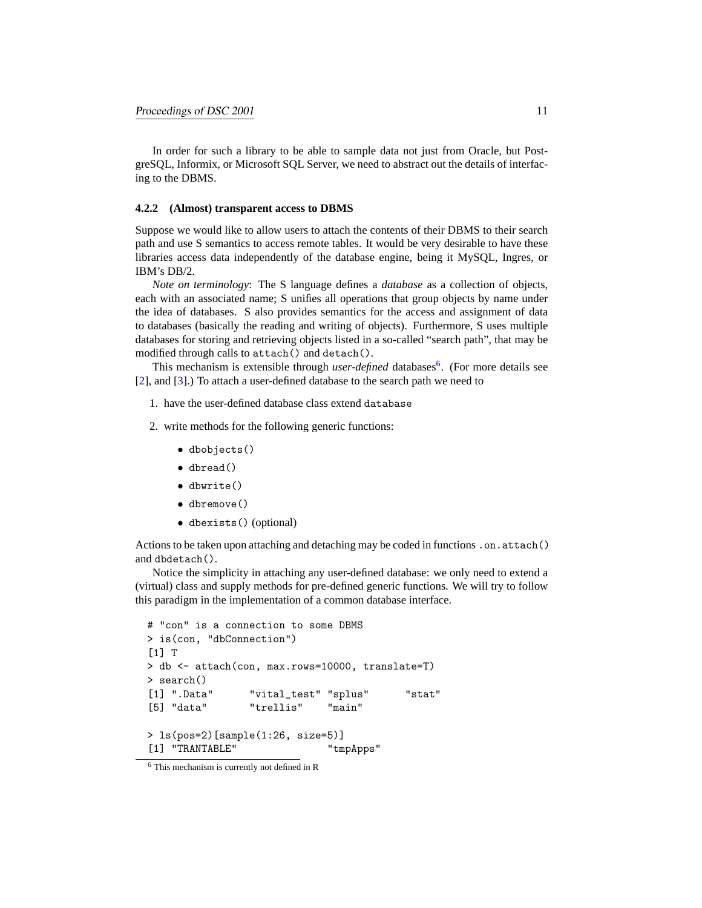In order for such a library to be able to sample data not just from Oracle, but PostgreSQL, Informix, or Microsoft SQL Server, we need to abstract out the details of interfacing to the DBMS.

#### 4.2.2 (Almost) transparent access to DBMS

Suppose we would like to allow users to attach the contents of their DBMS to their search path and use S semantics to access remote tables. It would be very desirable to have these libraries access data independently of the database engine, being it MySQL, Ingres, or IBM's DB/2.

*Note on terminology*: The S language defines a *database* as a collection of objects, each with an associated name; S unifies all operations that group objects by name under the idea of databases. S also provides semantics for the access and assignment of data to databases (basically the reading and writing of objects). Furthermore, S uses multiple databases for storing and retrieving objects listed in a so-called "search path", that may be modified through calls to `attach()` and `detach()`.

This mechanism is extensible through *user-defined* databases[6]. (For more details see [2], and [3].) To attach a user-defined database to the search path we need to

1. have the user-defined database class extend `database`
2. write methods for the following generic functions:
   - `dbobjects()`
   - `dbread()`
   - `dbwrite()`
   - `dbremove()`
   - `dbexists()` (optional)

Actions to be taken upon attaching and detaching may be coded in functions `.on.attach()` and `dbdetach()`.

Notice the simplicity in attaching any user-defined database: we only need to extend a (virtual) class and supply methods for pre-defined generic functions. We will try to follow this paradigm in the implementation of a common database interface.

```
# "con" is a connection to some DBMS
> is(con, "dbConnection")
[1] T
> db <- attach(con, max.rows=10000, translate=T)
> search()
[1] ".Data"      "vital_test" "splus"      "stat"
[5] "data"       "trellis"    "main"

> ls(pos=2)[sample(1:26, size=5)]
[1] "TRANTABLE"               "tmpApps"
```

[6] This mechanism is currently not defined in R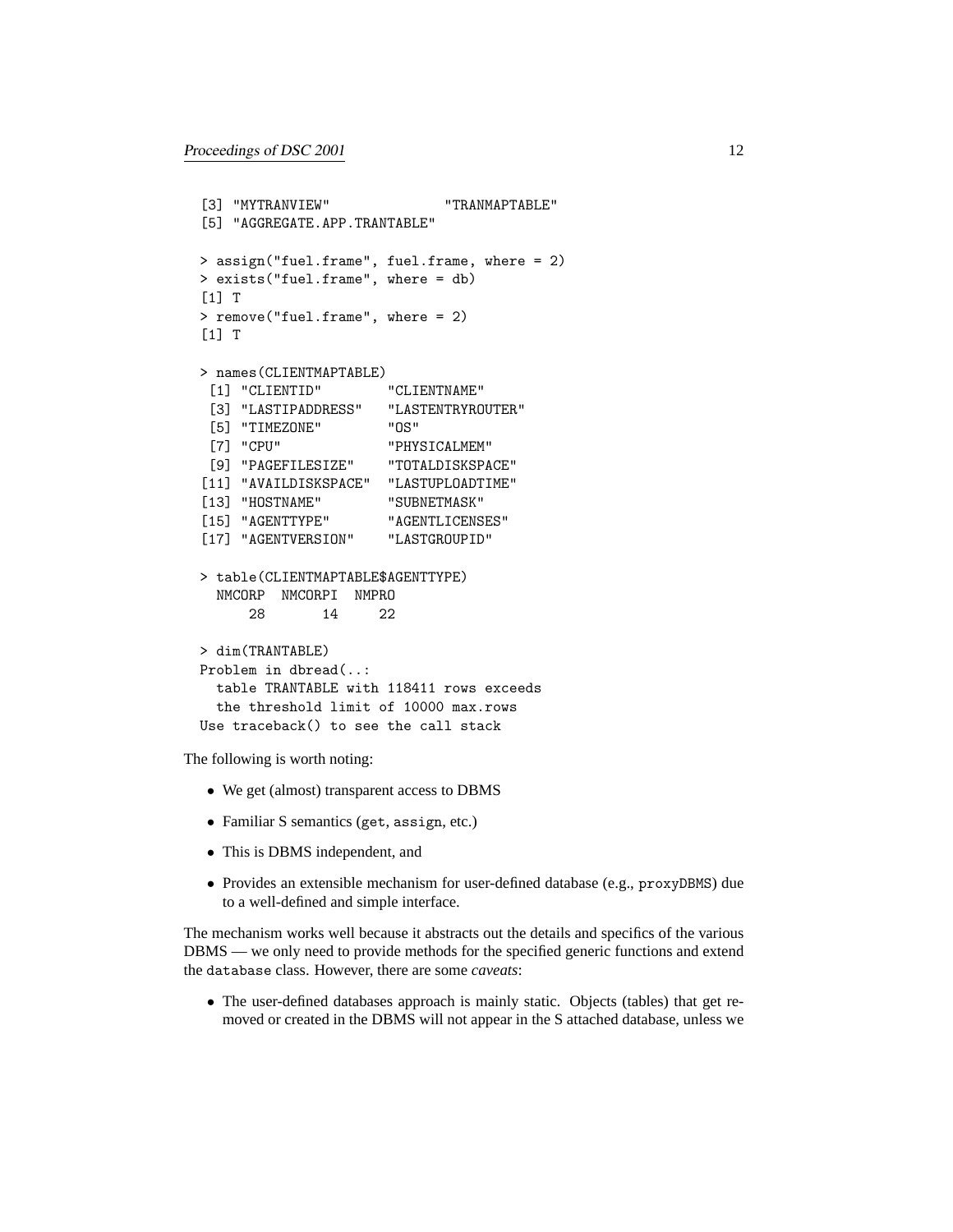```
[3] "MYTRANVIEW"              "TRANMAPTABLE"
[5] "AGGREGATE.APP.TRANTABLE"

> assign("fuel.frame", fuel.frame, where = 2)
> exists("fuel.frame", where = db)
[1] T
> remove("fuel.frame", where = 2)
[1] T

> names(CLIENTMAPTABLE)
 [1] "CLIENTID"        "CLIENTNAME"
 [3] "LASTIPADDRESS"   "LASTENTRYROUTER"
 [5] "TIMEZONE"        "OS"
 [7] "CPU"             "PHYSICALMEM"
 [9] "PAGEFILESIZE"    "TOTALDISKSPACE"
[11] "AVAILDISKSPACE"  "LASTUPLOADTIME"
[13] "HOSTNAME"        "SUBNETMASK"
[15] "AGENTTYPE"       "AGENTLICENSES"
[17] "AGENTVERSION"    "LASTGROUPID"

> table(CLIENTMAPTABLE$AGENTTYPE)
  NMCORP  NMCORPI  NMPRO
      28       14     22

> dim(TRANTABLE)
Problem in dbread(..:
  table TRANTABLE with 118411 rows exceeds
  the threshold limit of 10000 max.rows
Use traceback() to see the call stack
```

The following is worth noting:

- We get (almost) transparent access to DBMS
- Familiar S semantics (`get`, `assign`, etc.)
- This is DBMS independent, and
- Provides an extensible mechanism for user-defined database (e.g., `proxyDBMS`) due to a well-defined and simple interface.

The mechanism works well because it abstracts out the details and specifics of the various DBMS — we only need to provide methods for the specified generic functions and extend the `database` class. However, there are some *caveats*:

- The user-defined databases approach is mainly static. Objects (tables) that get removed or created in the DBMS will not appear in the S attached database, unless we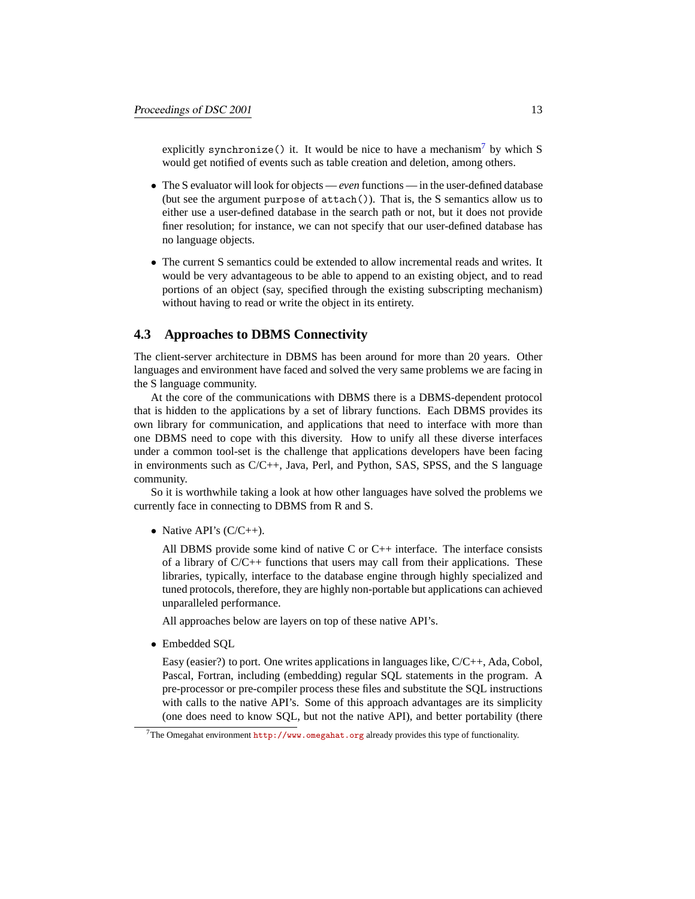explicitly `synchronize()` it. It would be nice to have a mechanism[7] by which S would get notified of events such as table creation and deletion, among others.

- The S evaluator will look for objects — *even* functions — in the user-defined database (but see the argument `purpose` of `attach()`). That is, the S semantics allow us to either use a user-defined database in the search path or not, but it does not provide finer resolution; for instance, we can not specify that our user-defined database has no language objects.

- The current S semantics could be extended to allow incremental reads and writes. It would be very advantageous to be able to append to an existing object, and to read portions of an object (say, specified through the existing subscripting mechanism) without having to read or write the object in its entirety.

## 4.3 Approaches to DBMS Connectivity

The client-server architecture in DBMS has been around for more than 20 years. Other languages and environment have faced and solved the very same problems we are facing in the S language community.

At the core of the communications with DBMS there is a DBMS-dependent protocol that is hidden to the applications by a set of library functions. Each DBMS provides its own library for communication, and applications that need to interface with more than one DBMS need to cope with this diversity. How to unify all these diverse interfaces under a common tool-set is the challenge that applications developers have been facing in environments such as C/C++, Java, Perl, and Python, SAS, SPSS, and the S language community.

So it is worthwhile taking a look at how other languages have solved the problems we currently face in connecting to DBMS from R and S.

- Native API's (C/C++).

  All DBMS provide some kind of native C or C++ interface. The interface consists of a library of C/C++ functions that users may call from their applications. These libraries, typically, interface to the database engine through highly specialized and tuned protocols, therefore, they are highly non-portable but applications can achieved unparalleled performance.

  All approaches below are layers on top of these native API's.

- Embedded SQL

  Easy (easier?) to port. One writes applications in languages like, C/C++, Ada, Cobol, Pascal, Fortran, including (embedding) regular SQL statements in the program. A pre-processor or pre-compiler process these files and substitute the SQL instructions with calls to the native API's. Some of this approach advantages are its simplicity (one does need to know SQL, but not the native API), and better portability (there

[7] The Omegahat environment http://www.omegahat.org already provides this type of functionality.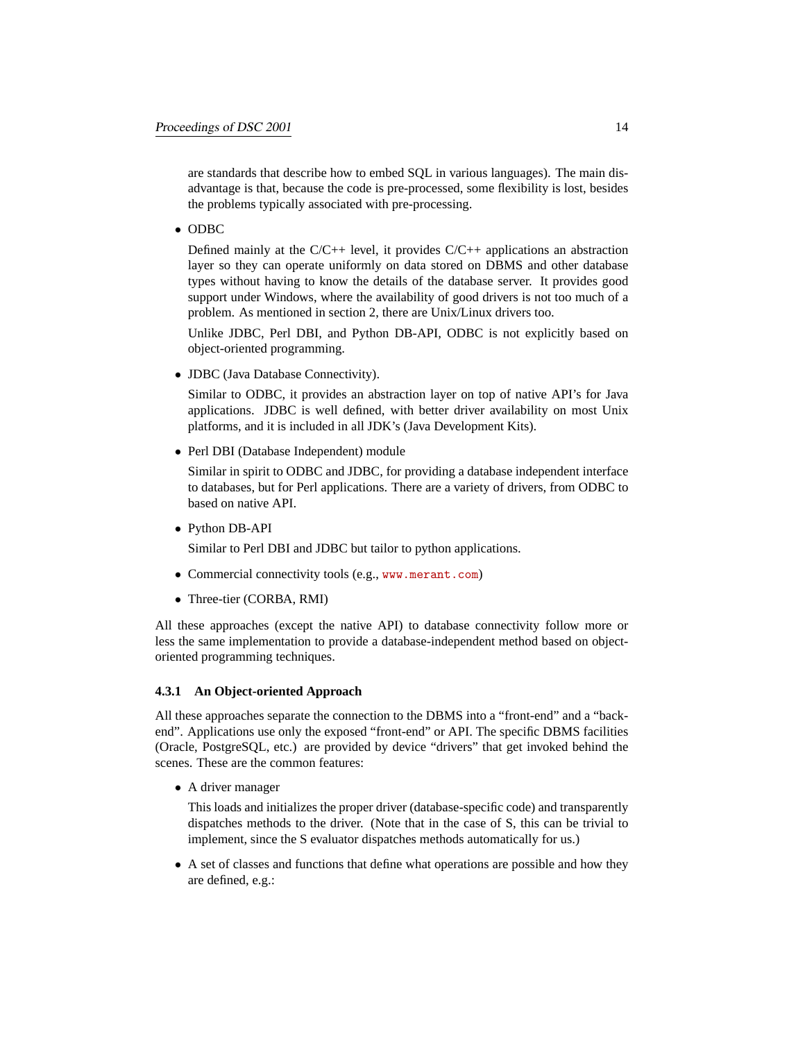are standards that describe how to embed SQL in various languages). The main disadvantage is that, because the code is pre-processed, some flexibility is lost, besides the problems typically associated with pre-processing.

- ODBC

  Defined mainly at the C/C++ level, it provides C/C++ applications an abstraction layer so they can operate uniformly on data stored on DBMS and other database types without having to know the details of the database server. It provides good support under Windows, where the availability of good drivers is not too much of a problem. As mentioned in section 2, there are Unix/Linux drivers too.

  Unlike JDBC, Perl DBI, and Python DB-API, ODBC is not explicitly based on object-oriented programming.

- JDBC (Java Database Connectivity).

  Similar to ODBC, it provides an abstraction layer on top of native API's for Java applications. JDBC is well defined, with better driver availability on most Unix platforms, and it is included in all JDK's (Java Development Kits).

- Perl DBI (Database Independent) module

  Similar in spirit to ODBC and JDBC, for providing a database independent interface to databases, but for Perl applications. There are a variety of drivers, from ODBC to based on native API.

- Python DB-API

  Similar to Perl DBI and JDBC but tailor to python applications.

- Commercial connectivity tools (e.g., `www.merant.com`)

- Three-tier (CORBA, RMI)

All these approaches (except the native API) to database connectivity follow more or less the same implementation to provide a database-independent method based on object-oriented programming techniques.

#### 4.3.1 An Object-oriented Approach

All these approaches separate the connection to the DBMS into a "front-end" and a "back-end". Applications use only the exposed "front-end" or API. The specific DBMS facilities (Oracle, PostgreSQL, etc.) are provided by device "drivers" that get invoked behind the scenes. These are the common features:

- A driver manager

  This loads and initializes the proper driver (database-specific code) and transparently dispatches methods to the driver. (Note that in the case of S, this can be trivial to implement, since the S evaluator dispatches methods automatically for us.)

- A set of classes and functions that define what operations are possible and how they are defined, e.g.: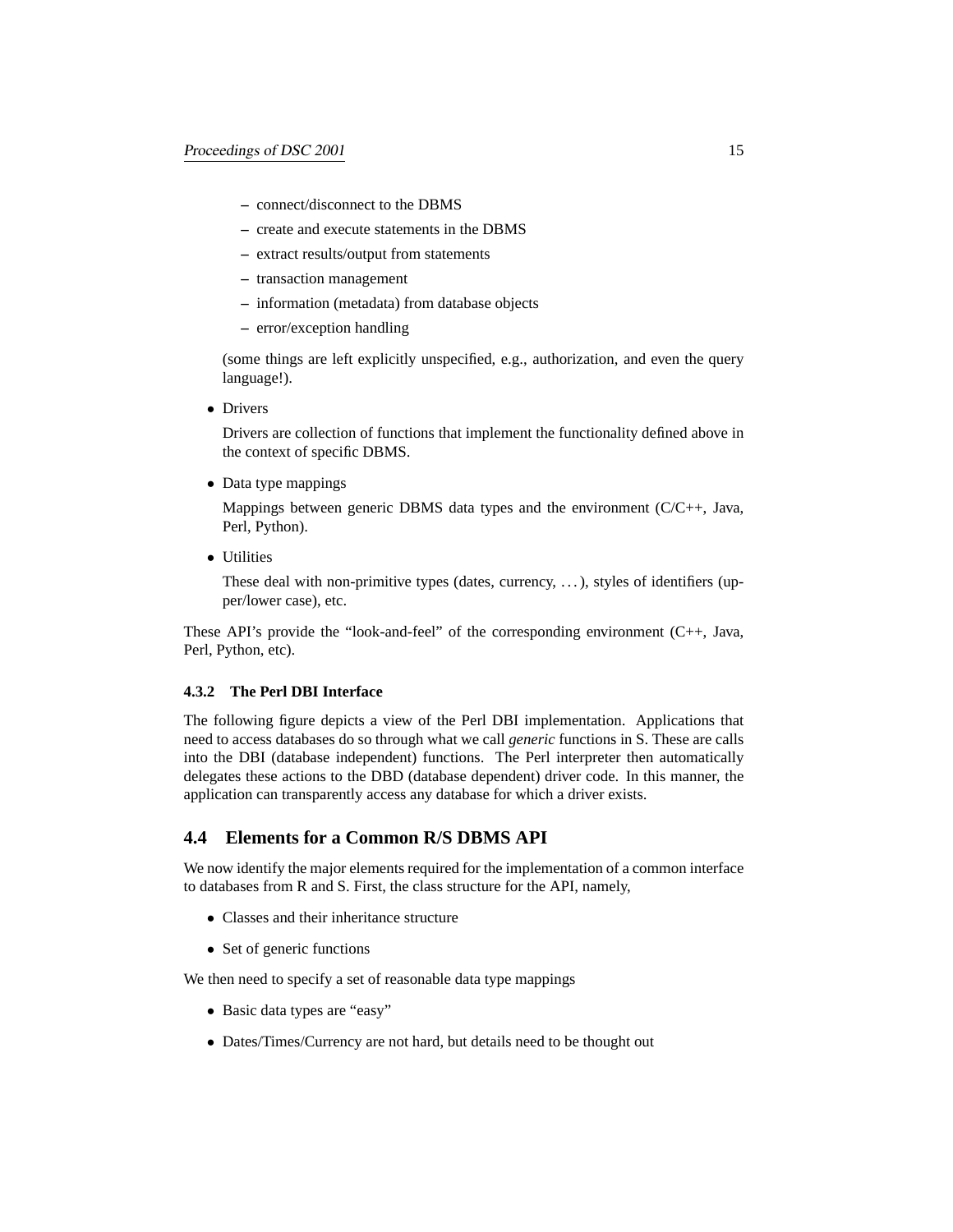- connect/disconnect to the DBMS
  - create and execute statements in the DBMS
  - extract results/output from statements
  - transaction management
  - information (metadata) from database objects
  - error/exception handling

  (some things are left explicitly unspecified, e.g., authorization, and even the query language!).

- Drivers

  Drivers are collection of functions that implement the functionality defined above in the context of specific DBMS.

- Data type mappings

  Mappings between generic DBMS data types and the environment (C/C++, Java, Perl, Python).

- Utilities

  These deal with non-primitive types (dates, currency, . . . ), styles of identifiers (upper/lower case), etc.

These API's provide the "look-and-feel" of the corresponding environment (C++, Java, Perl, Python, etc).

#### 4.3.2 The Perl DBI Interface

The following figure depicts a view of the Perl DBI implementation. Applications that need to access databases do so through what we call *generic* functions in S. These are calls into the DBI (database independent) functions. The Perl interpreter then automatically delegates these actions to the DBD (database dependent) driver code. In this manner, the application can transparently access any database for which a driver exists.

### 4.4 Elements for a Common R/S DBMS API

We now identify the major elements required for the implementation of a common interface to databases from R and S. First, the class structure for the API, namely,

- Classes and their inheritance structure
- Set of generic functions

We then need to specify a set of reasonable data type mappings

- Basic data types are "easy"
- Dates/Times/Currency are not hard, but details need to be thought out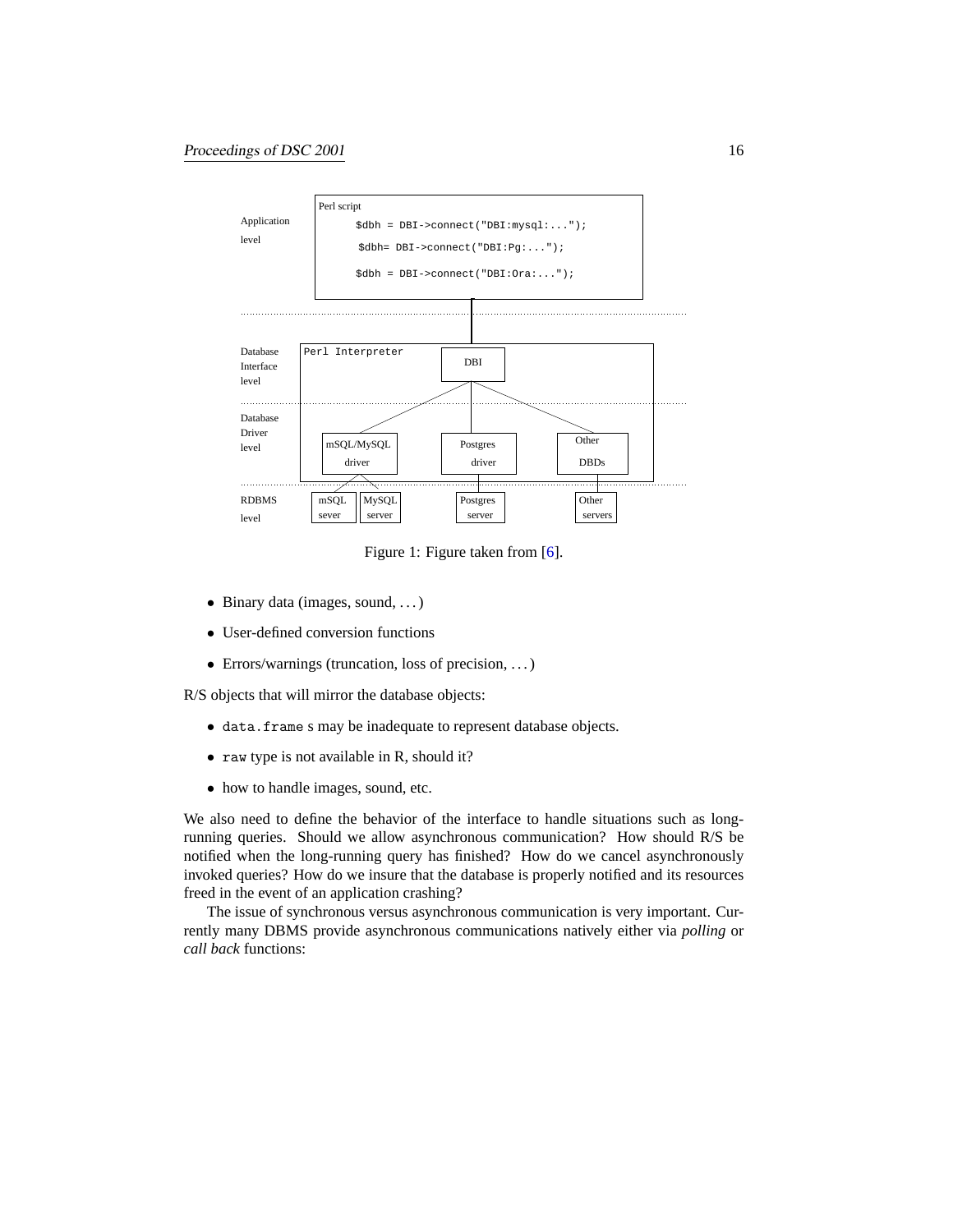Figure 1: Figure taken from [6].

- Binary data (images, sound, ...)
- User-defined conversion functions
- Errors/warnings (truncation, loss of precision, ...)

R/S objects that will mirror the database objects:

- `data.frame` s may be inadequate to represent database objects.
- `raw` type is not available in R, should it?
- how to handle images, sound, etc.

We also need to define the behavior of the interface to handle situations such as long-running queries. Should we allow asynchronous communication? How should R/S be notified when the long-running query has finished? How do we cancel asynchronously invoked queries? How do we insure that the database is properly notified and its resources freed in the event of an application crashing?

The issue of synchronous versus asynchronous communication is very important. Currently many DBMS provide asynchronous communications natively either via *polling* or *call back* functions: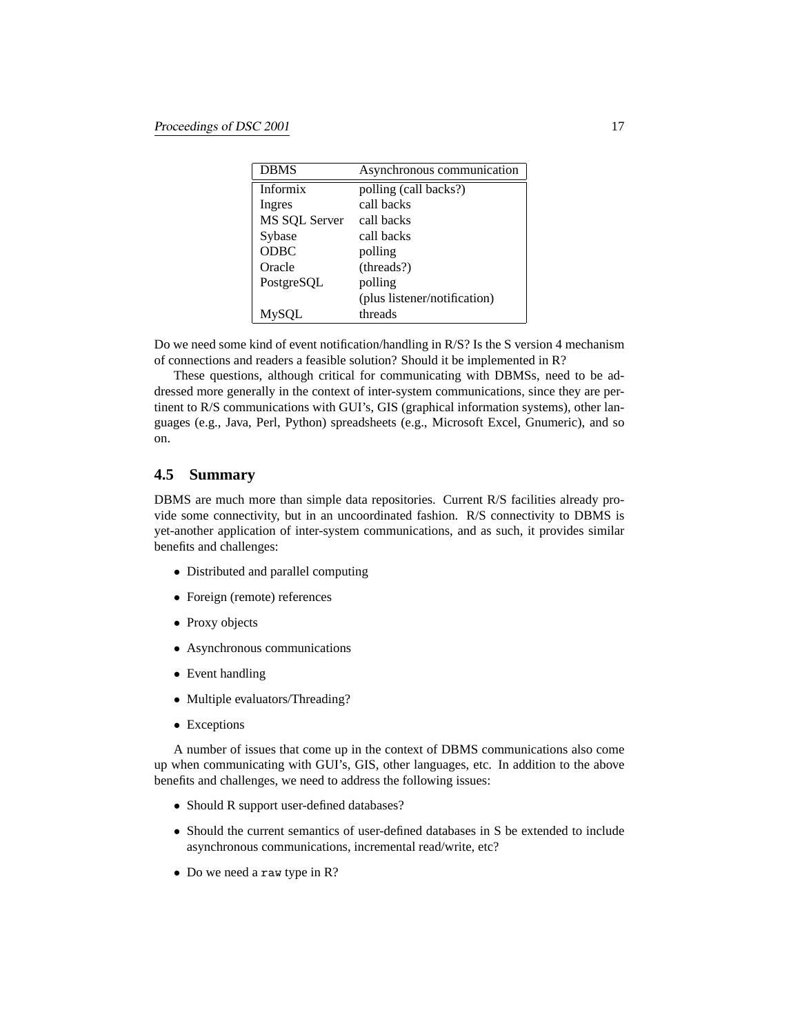| DBMS | Asynchronous communication |
|---|---|
| Informix | polling (call backs?) |
| Ingres | call backs |
| MS SQL Server | call backs |
| Sybase | call backs |
| ODBC | polling |
| Oracle | (threads?) |
| PostgreSQL | polling (plus listener/notification) |
| MySQL | threads |

Do we need some kind of event notification/handling in R/S? Is the S version 4 mechanism of connections and readers a feasible solution? Should it be implemented in R?

These questions, although critical for communicating with DBMSs, need to be addressed more generally in the context of inter-system communications, since they are pertinent to R/S communications with GUI's, GIS (graphical information systems), other languages (e.g., Java, Perl, Python) spreadsheets (e.g., Microsoft Excel, Gnumeric), and so on.

## 4.5 Summary

DBMS are much more than simple data repositories. Current R/S facilities already provide some connectivity, but in an uncoordinated fashion. R/S connectivity to DBMS is yet-another application of inter-system communications, and as such, it provides similar benefits and challenges:

- Distributed and parallel computing
- Foreign (remote) references
- Proxy objects
- Asynchronous communications
- Event handling
- Multiple evaluators/Threading?
- Exceptions

A number of issues that come up in the context of DBMS communications also come up when communicating with GUI's, GIS, other languages, etc. In addition to the above benefits and challenges, we need to address the following issues:

- Should R support user-defined databases?
- Should the current semantics of user-defined databases in S be extended to include asynchronous communications, incremental read/write, etc?
- Do we need a `raw` type in R?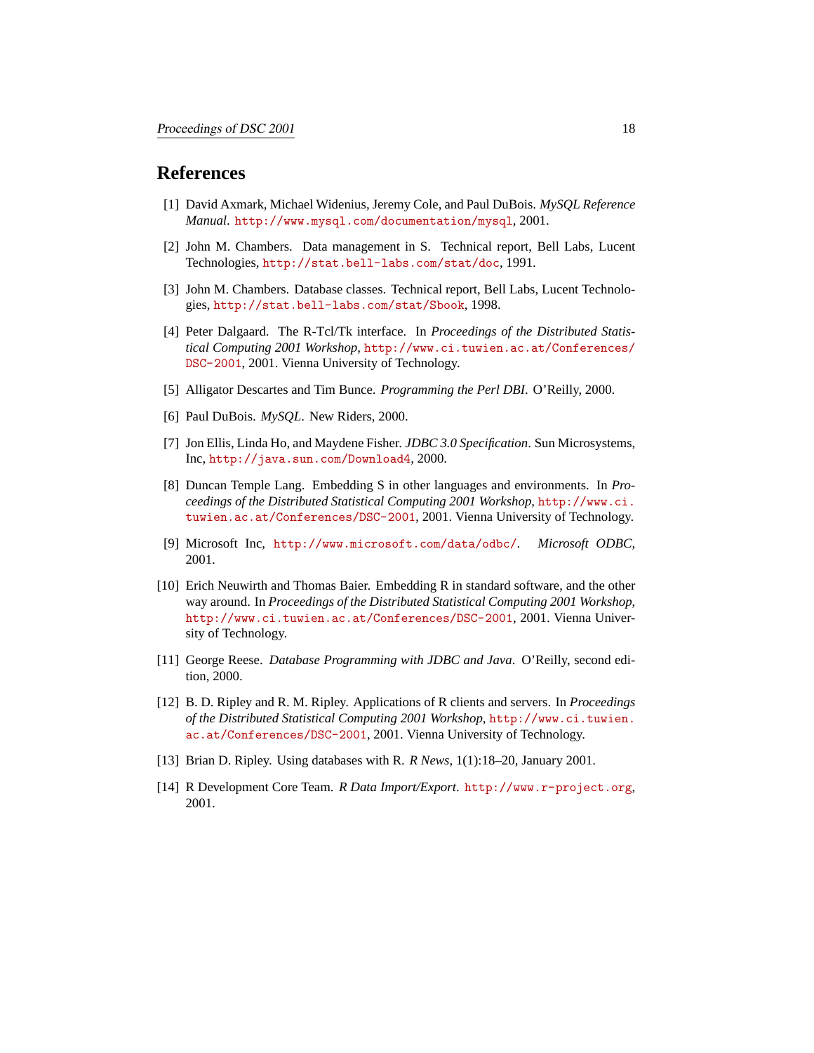## References

[1] David Axmark, Michael Widenius, Jeremy Cole, and Paul DuBois. *MySQL Reference Manual*. http://www.mysql.com/documentation/mysql, 2001.

[2] John M. Chambers. Data management in S. Technical report, Bell Labs, Lucent Technologies, http://stat.bell-labs.com/stat/doc, 1991.

[3] John M. Chambers. Database classes. Technical report, Bell Labs, Lucent Technologies, http://stat.bell-labs.com/stat/Sbook, 1998.

[4] Peter Dalgaard. The R-Tcl/Tk interface. In *Proceedings of the Distributed Statistical Computing 2001 Workshop*, http://www.ci.tuwien.ac.at/Conferences/DSC-2001, 2001. Vienna University of Technology.

[5] Alligator Descartes and Tim Bunce. *Programming the Perl DBI*. O'Reilly, 2000.

[6] Paul DuBois. *MySQL*. New Riders, 2000.

[7] Jon Ellis, Linda Ho, and Maydene Fisher. *JDBC 3.0 Specification*. Sun Microsystems, Inc, http://java.sun.com/Download4, 2000.

[8] Duncan Temple Lang. Embedding S in other languages and environments. In *Proceedings of the Distributed Statistical Computing 2001 Workshop*, http://www.ci.tuwien.ac.at/Conferences/DSC-2001, 2001. Vienna University of Technology.

[9] Microsoft Inc, http://www.microsoft.com/data/odbc/. *Microsoft ODBC*, 2001.

[10] Erich Neuwirth and Thomas Baier. Embedding R in standard software, and the other way around. In *Proceedings of the Distributed Statistical Computing 2001 Workshop*, http://www.ci.tuwien.ac.at/Conferences/DSC-2001, 2001. Vienna University of Technology.

[11] George Reese. *Database Programming with JDBC and Java*. O'Reilly, second edition, 2000.

[12] B. D. Ripley and R. M. Ripley. Applications of R clients and servers. In *Proceedings of the Distributed Statistical Computing 2001 Workshop*, http://www.ci.tuwien.ac.at/Conferences/DSC-2001, 2001. Vienna University of Technology.

[13] Brian D. Ripley. Using databases with R. *R News*, 1(1):18–20, January 2001.

[14] R Development Core Team. *R Data Import/Export*. http://www.r-project.org, 2001.